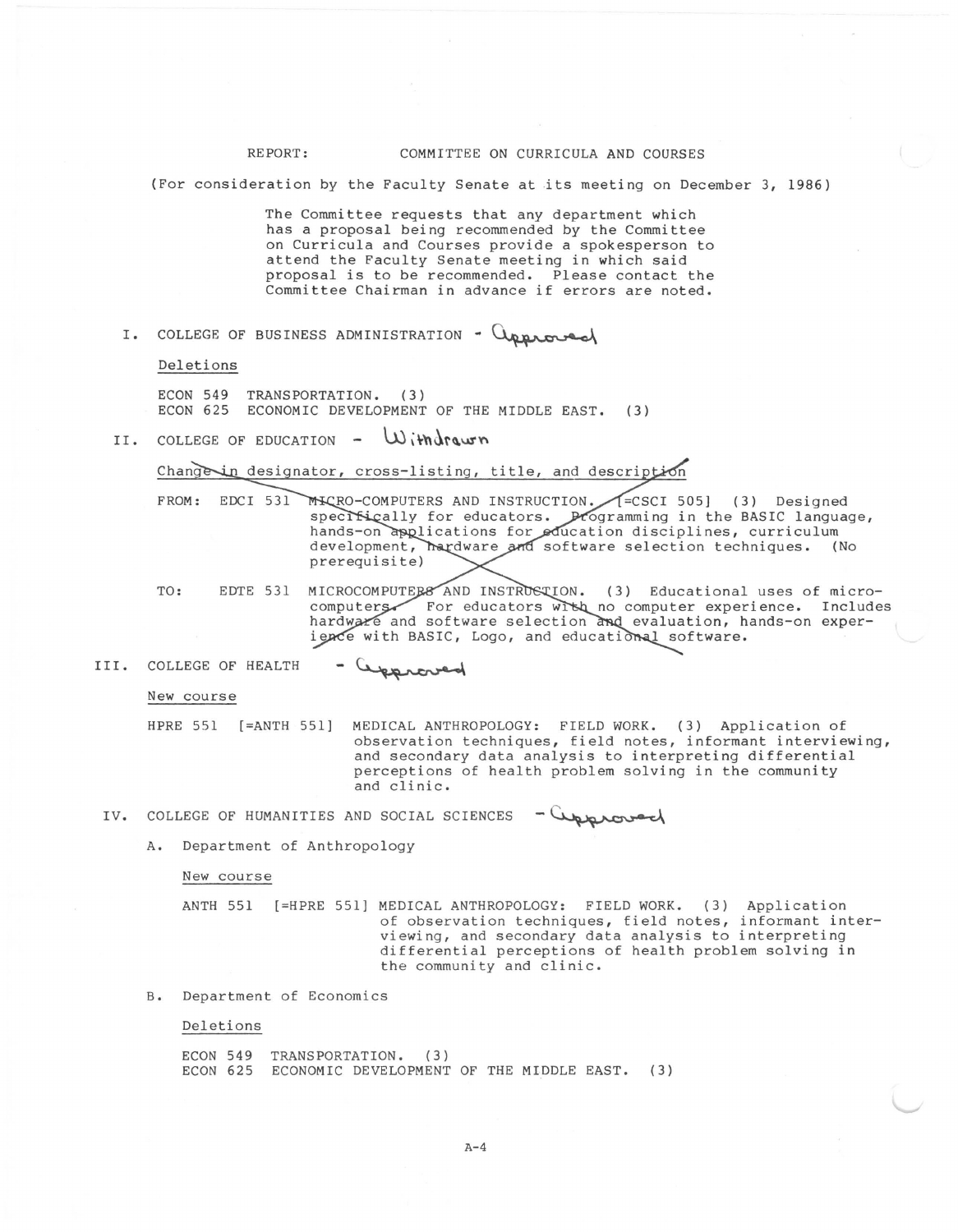REPORT: COMMITTEE ON CURRICULA AND COURSES

(For consideration by the Faculty Senate at its meeting on December 3, 1986)

The Committee requests that any department which has a proposal being recommended by the Committee on Curricula and Courses provide a spokesperson to attend the Faculty Senate meeting in which said proposal is to be recommended. Please contact the Committee Chairman in advance if errors are noted.

## I. COLLEGE OF BUSINESS ADMINISTRATION - Approved

Deletions

ECON 549 TRANSPORTATION. (3)
ECON 625 ECONOMIC DEVELOPMENT OF THE MIDDLE EAST. (3)

## II. COLLEGE OF EDUCATION - Withdrawn

~~Change in designator, cross-listing, title, and description~~

~~FROM: EDCI 531 MICRO-COMPUTERS AND INSTRUCTION. [=CSCI 505] (3) Designed specifically for educators. Programming in the BASIC language, hands-on applications for education disciplines, curriculum development, hardware and software selection techniques. (No prerequisite)~~

~~TO: EDTE 531 MICROCOMPUTERS AND INSTRUCTION. (3) Educational uses of microcomputers. For educators with no computer experience. Includes hardware and software selection and evaluation, hands-on experience with BASIC, Logo, and educational software.~~

## III. COLLEGE OF HEALTH - Approved

New course

HPRE 551 [=ANTH 551] MEDICAL ANTHROPOLOGY: FIELD WORK. (3) Application of observation techniques, field notes, informant interviewing, and secondary data analysis to interpreting differential perceptions of health problem solving in the community and clinic.

## IV. COLLEGE OF HUMANITIES AND SOCIAL SCIENCES - Approved

### A. Department of Anthropology

New course

ANTH 551 [=HPRE 551] MEDICAL ANTHROPOLOGY: FIELD WORK. (3) Application of observation techniques, field notes, informant interviewing, and secondary data analysis to interpreting differential perceptions of health problem solving in the community and clinic.

### B. Department of Economics

Deletions

ECON 549 TRANSPORTATION. (3)
ECON 625 ECONOMIC DEVELOPMENT OF THE MIDDLE EAST. (3)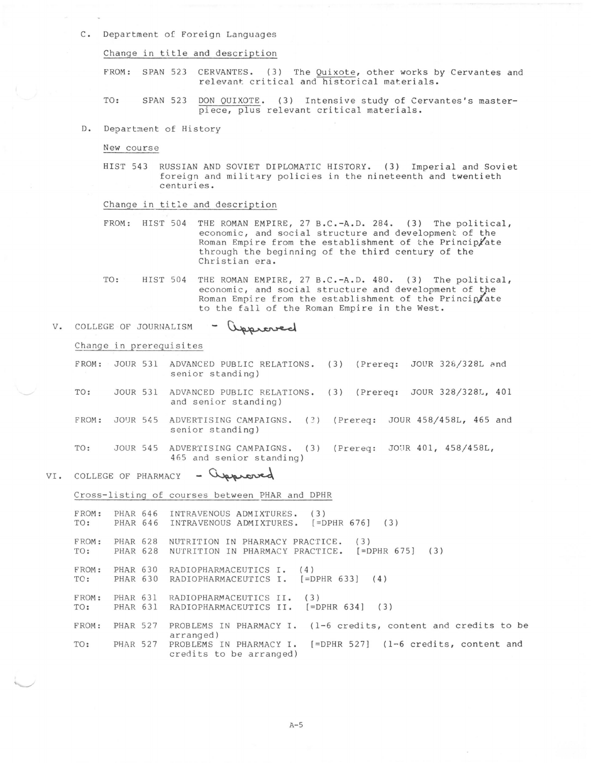C. Department of Foreign Languages

Change in title and description

FROM: SPAN 523 CERVANTES. (3) The *Quixote*, other works by Cervantes and relevant critical and historical materials.

TO: SPAN 523 DON QUIXOTE. (3) Intensive study of Cervantes's masterpiece, plus relevant critical materials.

D. Department of History

New course

HIST 543 RUSSIAN AND SOVIET DIPLOMATIC HISTORY. (3) Imperial and Soviet foreign and military policies in the nineteenth and twentieth centuries.

Change in title and description

FROM: HIST 504 THE ROMAN EMPIRE, 27 B.C.-A.D. 284. (3) The political, economic, and social structure and development of the Roman Empire from the establishment of the Principate through the beginning of the third century of the Christian era.

TO: HIST 504 THE ROMAN EMPIRE, 27 B.C.-A.D. 480. (3) The political, economic, and social structure and development of the Roman Empire from the establishment of the Principate to the fall of the Roman Empire in the West.

V. COLLEGE OF JOURNALISM - Approved

Change in prerequisites

FROM: JOUR 531 ADVANCED PUBLIC RELATIONS. (3) (Prereq: JOUR 328/328L and senior standing)

TO: JOUR 531 ADVANCED PUBLIC RELATIONS. (3) (Prereq: JOUR 328/328L, 401 and senior standing)

FROM: JOUR 545 ADVERTISING CAMPAIGNS. (3) (Prereq: JOUR 458/458L, 465 and senior standing)

TO: JOUR 545 ADVERTISING CAMPAIGNS. (3) (Prereq: JOUR 401, 458/458L, 465 and senior standing)

VI. COLLEGE OF PHARMACY - Approved

Cross-listing of courses between PHAR and DPHR

FROM: PHAR 646 INTRAVENOUS ADMIXTURES. (3)
TO: PHAR 646 INTRAVENOUS ADMIXTURES. [=DPHR 676] (3)

FROM: PHAR 628 NUTRITION IN PHARMACY PRACTICE. (3)
TO: PHAR 628 NUTRITION IN PHARMACY PRACTICE. [=DPHR 675] (3)

FROM: PHAR 630 RADIOPHARMACEUTICS I. (4)
TO: PHAR 630 RADIOPHARMACEUTICS I. [=DPHR 633] (4)

FROM: PHAR 631 RADIOPHARMACEUTICS II. (3)
TO: PHAR 631 RADIOPHARMACEUTICS II. [=DPHR 634] (3)

FROM: PHAR 527 PROBLEMS IN PHARMACY I. (1-6 credits, content and credits to be arranged)
TO: PHAR 527 PROBLEMS IN PHARMACY I. [=DPHR 527] (1-6 credits, content and credits to be arranged)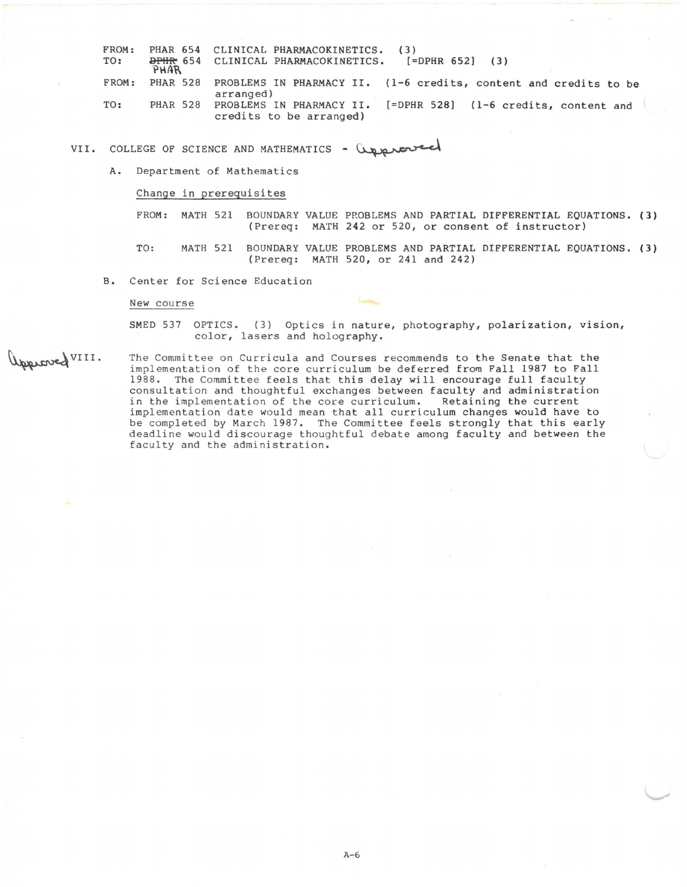FROM: PHAR 654 CLINICAL PHARMACOKINETICS. (3)
TO: ~~DPHR~~ PHAR 654 CLINICAL PHARMACOKINETICS. [=DPHR 652] (3)

FROM: PHAR 528 PROBLEMS IN PHARMACY II. (1-6 credits, content and credits to be arranged)
TO: PHAR 528 PROBLEMS IN PHARMACY II. [=DPHR 528] (1-6 credits, content and credits to be arranged)

VII. COLLEGE OF SCIENCE AND MATHEMATICS - Approved

A. Department of Mathematics

Change in prerequisites

FROM: MATH 521 BOUNDARY VALUE PROBLEMS AND PARTIAL DIFFERENTIAL EQUATIONS. (3) (Prereq: MATH 242 or 520, or consent of instructor)

TO: MATH 521 BOUNDARY VALUE PROBLEMS AND PARTIAL DIFFERENTIAL EQUATIONS. (3) (Prereq: MATH 520, or 241 and 242)

B. Center for Science Education

New course

SMED 537 OPTICS. (3) Optics in nature, photography, polarization, vision, color, lasers and holography.

Approved VIII. The Committee on Curricula and Courses recommends to the Senate that the implementation of the core curriculum be deferred from Fall 1987 to Fall 1988. The Committee feels that this delay will encourage full faculty consultation and thoughtful exchanges between faculty and administration in the implementation of the core curriculum. Retaining the current implementation date would mean that all curriculum changes would have to be completed by March 1987. The Committee feels strongly that this early deadline would discourage thoughtful debate among faculty and between the faculty and the administration.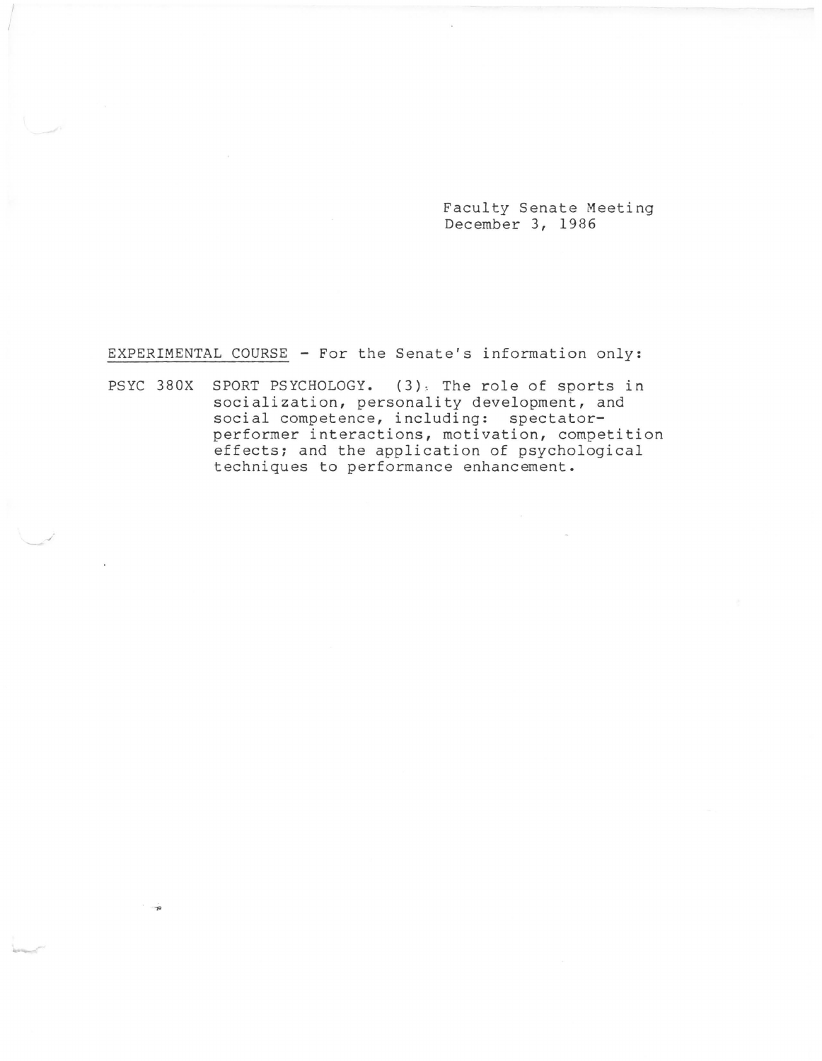Faculty Senate Meeting
December 3, 1986

<u>EXPERIMENTAL COURSE</u> - For the Senate's information only:

PSYC 380X SPORT PSYCHOLOGY. (3). The role of sports in socialization, personality development, and social competence, including: spectator-performer interactions, motivation, competition effects; and the application of psychological techniques to performance enhancement.